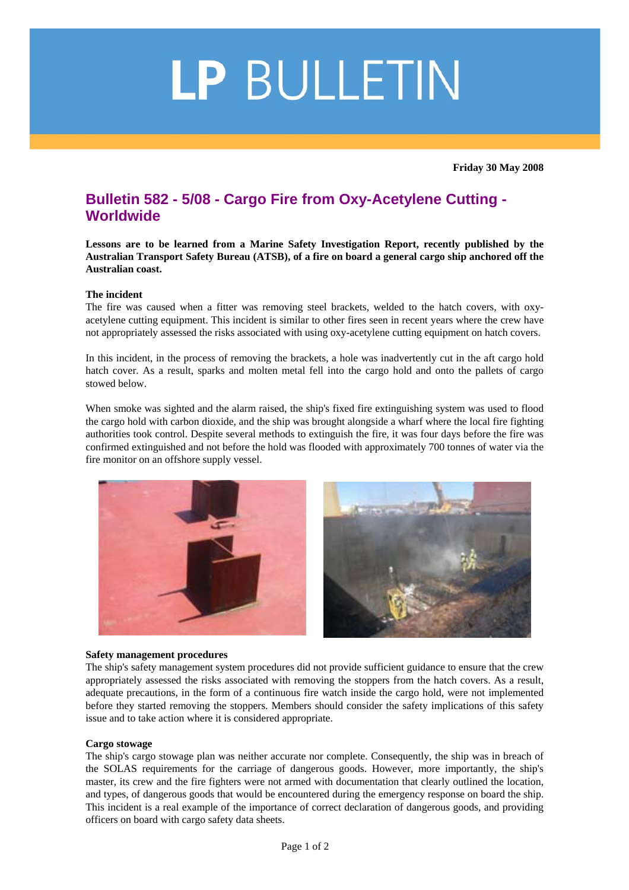# LP BULLETIN

**Friday 30 May 2008**

## Bulletin 582 - 5/08 - Cargo Fire from Oxy-Acetylene Cutting - Worldwide

**Lessons are to be learned from a Marine Safety Investigation Report, recently published by the Australian Transport Safety Bureau (ATSB), of a fire on board a general cargo ship anchored off the Australian coast.**

**The incident**

The fire was caused when a fitter was removing steel brackets, welded to the hatch covers, with oxy-acetylene cutting equipment. This incident is similar to other fires seen in recent years where the crew have not appropriately assessed the risks associated with using oxy-acetylene cutting equipment on hatch covers.

In this incident, in the process of removing the brackets, a hole was inadvertently cut in the aft cargo hold hatch cover. As a result, sparks and molten metal fell into the cargo hold and onto the pallets of cargo stowed below.

When smoke was sighted and the alarm raised, the ship's fixed fire extinguishing system was used to flood the cargo hold with carbon dioxide, and the ship was brought alongside a wharf where the local fire fighting authorities took control. Despite several methods to extinguish the fire, it was four days before the fire was confirmed extinguished and not before the hold was flooded with approximately 700 tonnes of water via the fire monitor on an offshore supply vessel.

**Safety management procedures**

The ship's safety management system procedures did not provide sufficient guidance to ensure that the crew appropriately assessed the risks associated with removing the stoppers from the hatch covers. As a result, adequate precautions, in the form of a continuous fire watch inside the cargo hold, were not implemented before they started removing the stoppers. Members should consider the safety implications of this safety issue and to take action where it is considered appropriate.

**Cargo stowage**

The ship's cargo stowage plan was neither accurate nor complete. Consequently, the ship was in breach of the SOLAS requirements for the carriage of dangerous goods. However, more importantly, the ship's master, its crew and the fire fighters were not armed with documentation that clearly outlined the location, and types, of dangerous goods that would be encountered during the emergency response on board the ship. This incident is a real example of the importance of correct declaration of dangerous goods, and providing officers on board with cargo safety data sheets.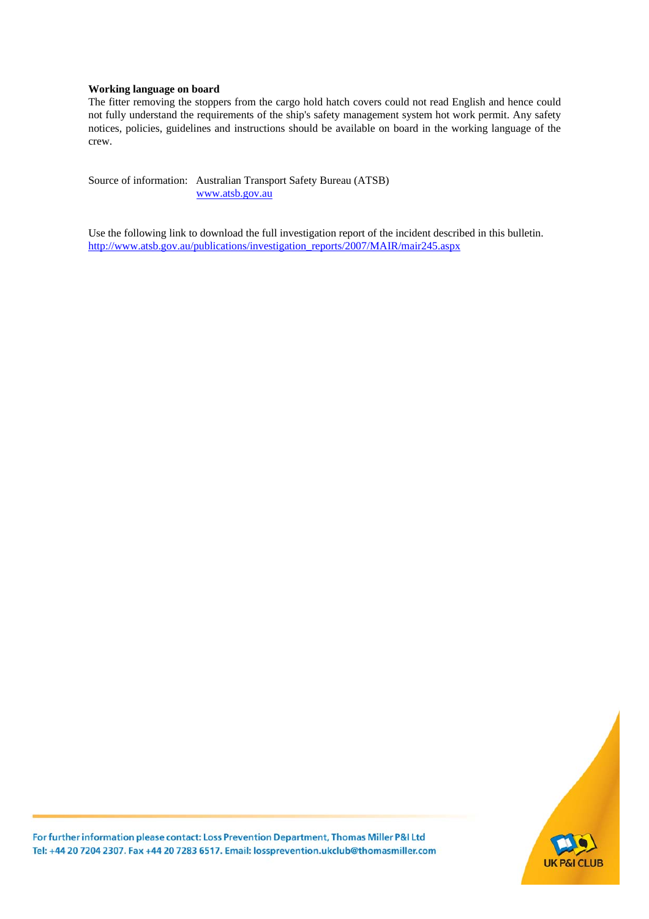**Working language on board**

The fitter removing the stoppers from the cargo hold hatch covers could not read English and hence could not fully understand the requirements of the ship's safety management system hot work permit. Any safety notices, policies, guidelines and instructions should be available on board in the working language of the crew.

Source of information: Australian Transport Safety Bureau (ATSB)
www.atsb.gov.au

Use the following link to download the full investigation report of the incident described in this bulletin.
http://www.atsb.gov.au/publications/investigation_reports/2007/MAIR/mair245.aspx

For further information please contact: Loss Prevention Department, Thomas Miller P&I Ltd
Tel: +44 20 7204 2307. Fax +44 20 7283 6517. Email: lossprevention.ukclub@thomasmiller.com

UK P&I CLUB